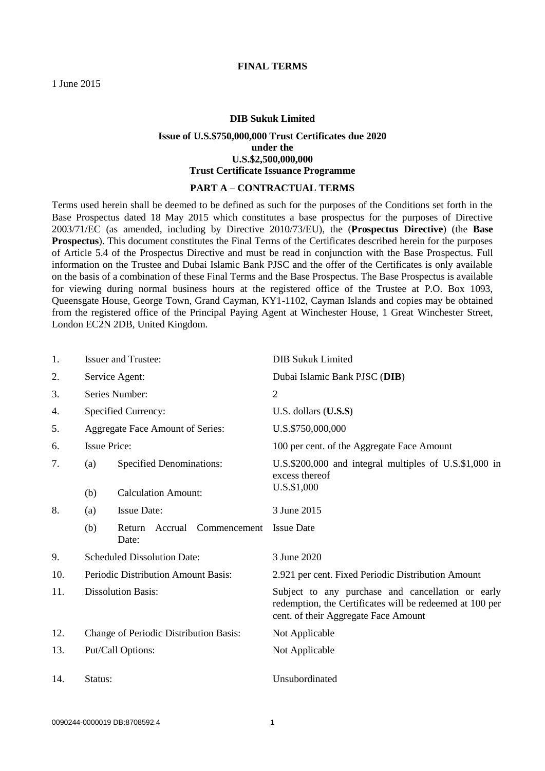# FINAL TERMS

1 June 2015

**DIB Sukuk Limited**

**Issue of U.S.$750,000,000 Trust Certificates due 2020**
**under the**
**U.S.$2,500,000,000**
**Trust Certificate Issuance Programme**

## PART A – CONTRACTUAL TERMS

Terms used herein shall be deemed to be defined as such for the purposes of the Conditions set forth in the Base Prospectus dated 18 May 2015 which constitutes a base prospectus for the purposes of Directive 2003/71/EC (as amended, including by Directive 2010/73/EU), the (**Prospectus Directive**) (the **Base Prospectus**). This document constitutes the Final Terms of the Certificates described herein for the purposes of Article 5.4 of the Prospectus Directive and must be read in conjunction with the Base Prospectus. Full information on the Trustee and Dubai Islamic Bank PJSC and the offer of the Certificates is only available on the basis of a combination of these Final Terms and the Base Prospectus. The Base Prospectus is available for viewing during normal business hours at the registered office of the Trustee at P.O. Box 1093, Queensgate House, George Town, Grand Cayman, KY1-1102, Cayman Islands and copies may be obtained from the registered office of the Principal Paying Agent at Winchester House, 1 Great Winchester Street, London EC2N 2DB, United Kingdom.

| | | | |
|---|---|---|---|
| 1. | Issuer and Trustee: | | DIB Sukuk Limited |
| 2. | Service Agent: | | Dubai Islamic Bank PJSC (**DIB**) |
| 3. | Series Number: | | 2 |
| 4. | Specified Currency: | | U.S. dollars (**U.S.$**) |
| 5. | Aggregate Face Amount of Series: | | U.S.$750,000,000 |
| 6. | Issue Price: | | 100 per cent. of the Aggregate Face Amount |
| 7. | (a) | Specified Denominations: | U.S.$200,000 and integral multiples of U.S.$1,000 in excess thereof |
| | (b) | Calculation Amount: | U.S.$1,000 |
| 8. | (a) | Issue Date: | 3 June 2015 |
| | (b) | Return Accrual Commencement Date: | Issue Date |
| 9. | Scheduled Dissolution Date: | | 3 June 2020 |
| 10. | Periodic Distribution Amount Basis: | | 2.921 per cent. Fixed Periodic Distribution Amount |
| 11. | Dissolution Basis: | | Subject to any purchase and cancellation or early redemption, the Certificates will be redeemed at 100 per cent. of their Aggregate Face Amount |
| 12. | Change of Periodic Distribution Basis: | | Not Applicable |
| 13. | Put/Call Options: | | Not Applicable |
| 14. | Status: | | Unsubordinated |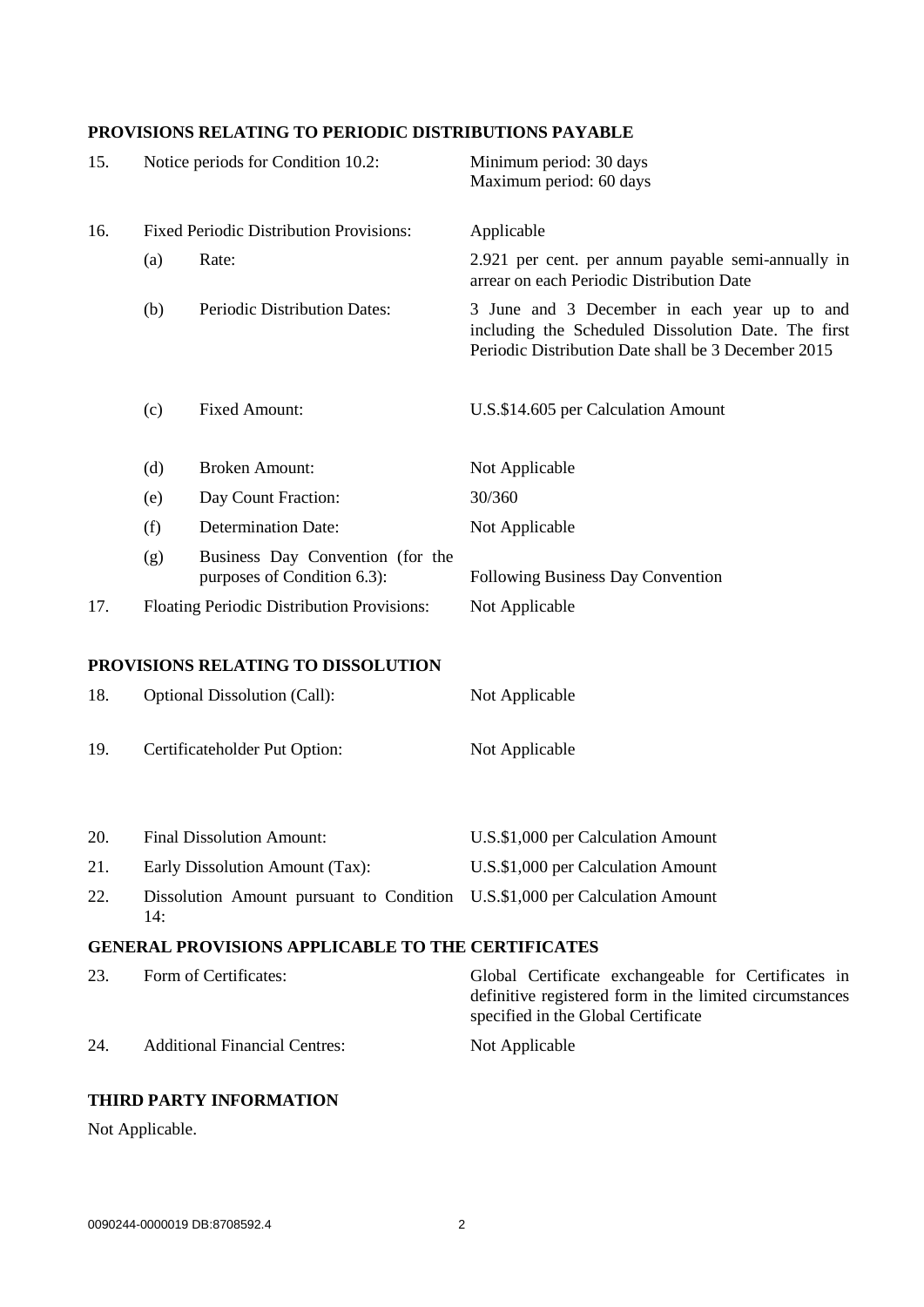## PROVISIONS RELATING TO PERIODIC DISTRIBUTIONS PAYABLE

| | | |
|---|---|---|
| 15. | Notice periods for Condition 10.2: | Minimum period: 30 days<br>Maximum period: 60 days |
| 16. | Fixed Periodic Distribution Provisions: | Applicable |
| | (a) Rate: | 2.921 per cent. per annum payable semi-annually in arrear on each Periodic Distribution Date |
| | (b) Periodic Distribution Dates: | 3 June and 3 December in each year up to and including the Scheduled Dissolution Date. The first Periodic Distribution Date shall be 3 December 2015 |
| | (c) Fixed Amount: | U.S.$14.605 per Calculation Amount |
| | (d) Broken Amount: | Not Applicable |
| | (e) Day Count Fraction: | 30/360 |
| | (f) Determination Date: | Not Applicable |
| | (g) Business Day Convention (for the purposes of Condition 6.3): | Following Business Day Convention |
| 17. | Floating Periodic Distribution Provisions: | Not Applicable |

## PROVISIONS RELATING TO DISSOLUTION

| | | |
|---|---|---|
| 18. | Optional Dissolution (Call): | Not Applicable |
| 19. | Certificateholder Put Option: | Not Applicable |
| 20. | Final Dissolution Amount: | U.S.$1,000 per Calculation Amount |
| 21. | Early Dissolution Amount (Tax): | U.S.$1,000 per Calculation Amount |
| 22. | Dissolution Amount pursuant to Condition 14: | U.S.$1,000 per Calculation Amount |

## GENERAL PROVISIONS APPLICABLE TO THE CERTIFICATES

| | | |
|---|---|---|
| 23. | Form of Certificates: | Global Certificate exchangeable for Certificates in definitive registered form in the limited circumstances specified in the Global Certificate |
| 24. | Additional Financial Centres: | Not Applicable |

## THIRD PARTY INFORMATION

Not Applicable.

0090244-0000019 DB:8708592.4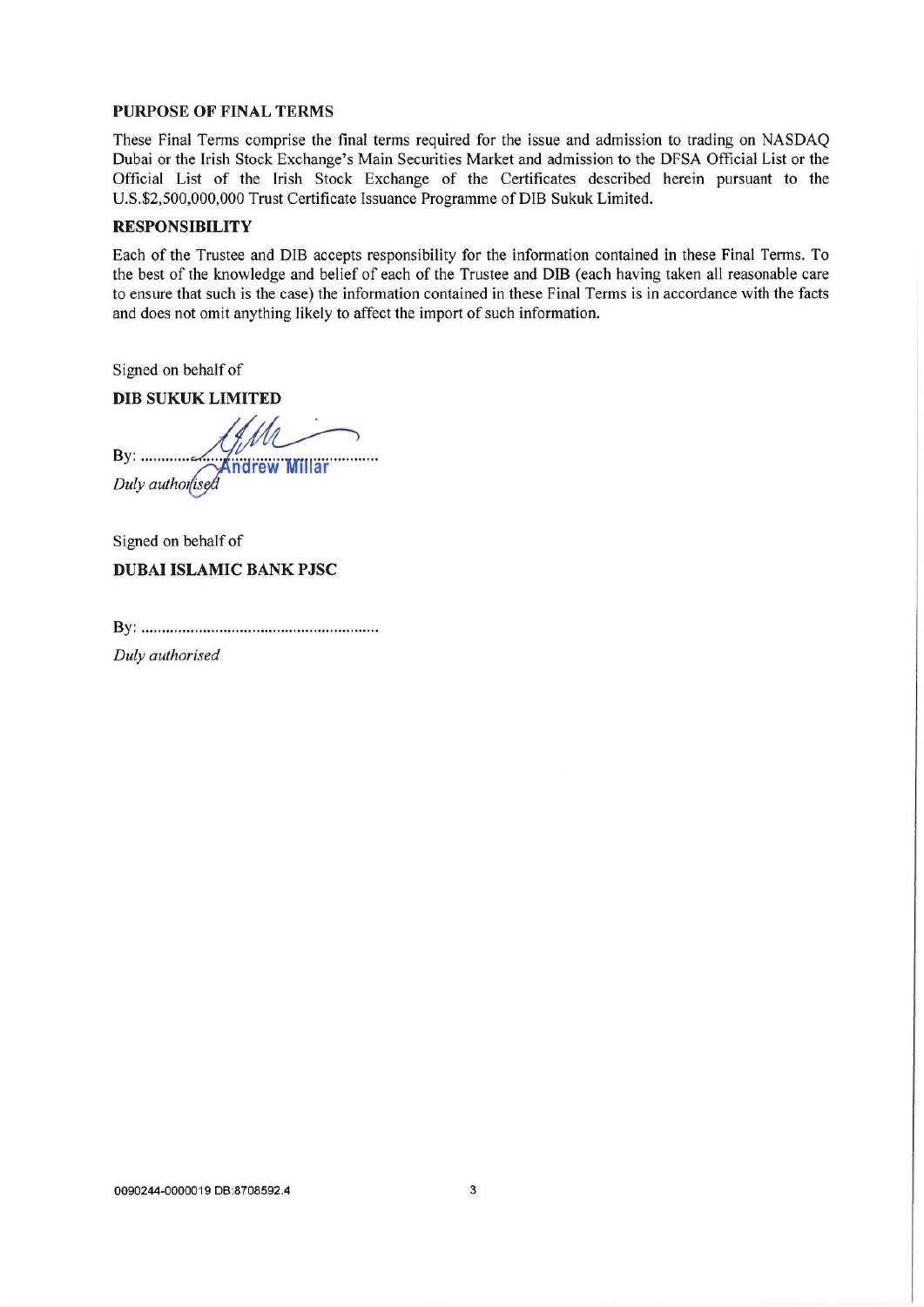## PURPOSE OF FINAL TERMS

These Final Terms comprise the final terms required for the issue and admission to trading on NASDAQ Dubai or the Irish Stock Exchange's Main Securities Market and admission to the DFSA Official List or the Official List of the Irish Stock Exchange of the Certificates described herein pursuant to the U.S.$2,500,000,000 Trust Certificate Issuance Programme of DIB Sukuk Limited.

## RESPONSIBILITY

Each of the Trustee and DIB accepts responsibility for the information contained in these Final Terms. To the best of the knowledge and belief of each of the Trustee and DIB (each having taken all reasonable care to ensure that such is the case) the information contained in these Final Terms is in accordance with the facts and does not omit anything likely to affect the import of such information.

Signed on behalf of

**DIB SUKUK LIMITED**

By: ...................................................... Andrew Millar

*Duly authorised*

Signed on behalf of

**DUBAI ISLAMIC BANK PJSC**

By: ......................................................

*Duly authorised*

0090244-0000019 DB:8706592.4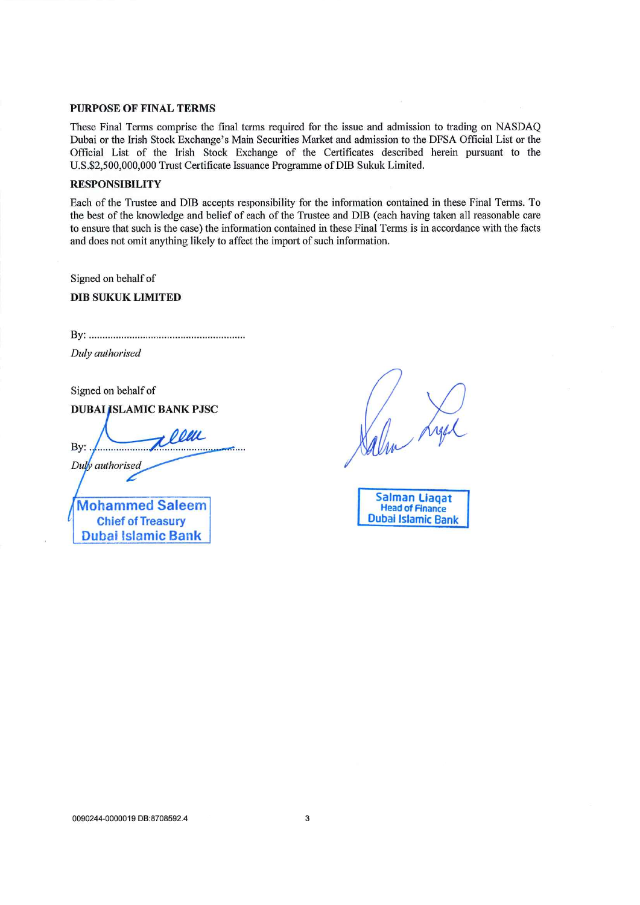**PURPOSE OF FINAL TERMS**

These Final Terms comprise the final terms required for the issue and admission to trading on NASDAQ Dubai or the Irish Stock Exchange's Main Securities Market and admission to the DFSA Official List or the Official List of the Irish Stock Exchange of the Certificates described herein pursuant to the U.S.$2,500,000,000 Trust Certificate Issuance Programme of DIB Sukuk Limited.

**RESPONSIBILITY**

Each of the Trustee and DIB accepts responsibility for the information contained in these Final Terms. To the best of the knowledge and belief of each of the Trustee and DIB (each having taken all reasonable care to ensure that such is the case) the information contained in these Final Terms is in accordance with the facts and does not omit anything likely to affect the import of such information.

Signed on behalf of

**DIB SUKUK LIMITED**

By: ..........................................................

*Duly authorised*

Signed on behalf of

**DUBAI ISLAMIC BANK PJSC**

By: ..........................................................

*Duly authorised*

Mohammed Saleem
Chief of Treasury
Dubai Islamic Bank

Salman Liaqat
Head of Finance
Dubai Islamic Bank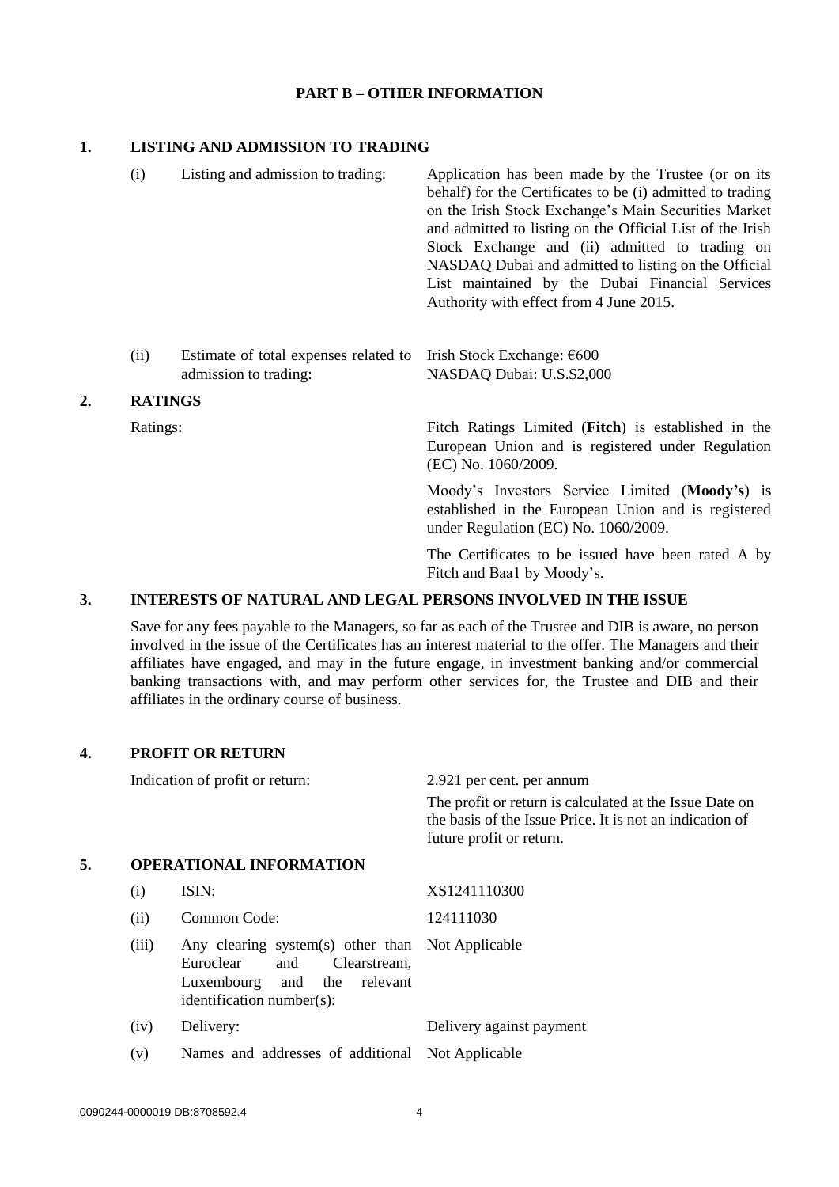## PART B – OTHER INFORMATION

### 1. LISTING AND ADMISSION TO TRADING

| | | |
|---|---|---|
| (i) | Listing and admission to trading: | Application has been made by the Trustee (or on its behalf) for the Certificates to be (i) admitted to trading on the Irish Stock Exchange's Main Securities Market and admitted to listing on the Official List of the Irish Stock Exchange and (ii) admitted to trading on NASDAQ Dubai and admitted to listing on the Official List maintained by the Dubai Financial Services Authority with effect from 4 June 2015. |
| (ii) | Estimate of total expenses related to admission to trading: | Irish Stock Exchange: €600<br>NASDAQ Dubai: U.S.$2,000 |

### 2. RATINGS

Ratings:

Fitch Ratings Limited (**Fitch**) is established in the European Union and is registered under Regulation (EC) No. 1060/2009.

Moody's Investors Service Limited (**Moody's**) is established in the European Union and is registered under Regulation (EC) No. 1060/2009.

The Certificates to be issued have been rated A by Fitch and Baa1 by Moody's.

### 3. INTERESTS OF NATURAL AND LEGAL PERSONS INVOLVED IN THE ISSUE

Save for any fees payable to the Managers, so far as each of the Trustee and DIB is aware, no person involved in the issue of the Certificates has an interest material to the offer. The Managers and their affiliates have engaged, and may in the future engage, in investment banking and/or commercial banking transactions with, and may perform other services for, the Trustee and DIB and their affiliates in the ordinary course of business.

### 4. PROFIT OR RETURN

Indication of profit or return: 2.921 per cent. per annum

The profit or return is calculated at the Issue Date on the basis of the Issue Price. It is not an indication of future profit or return.

### 5. OPERATIONAL INFORMATION

| | | |
|---|---|---|
| (i) | ISIN: | XS1241110300 |
| (ii) | Common Code: | 124111030 |
| (iii) | Any clearing system(s) other than Euroclear and Clearstream, Luxembourg and the relevant identification number(s): | Not Applicable |
| (iv) | Delivery: | Delivery against payment |
| (v) | Names and addresses of additional | Not Applicable |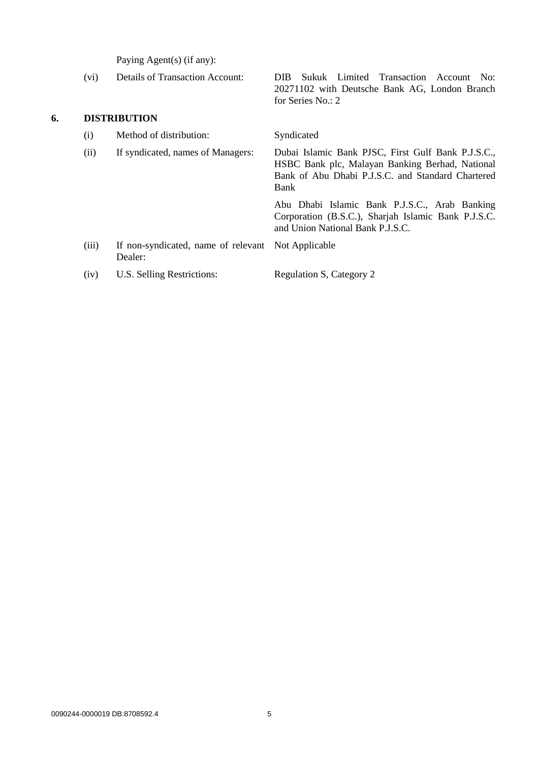| | | |
|---|---|---|
| | Paying Agent(s) (if any): | |
| (vi) | Details of Transaction Account: | DIB Sukuk Limited Transaction Account No: 20271102 with Deutsche Bank AG, London Branch for Series No.: 2 |

## 6. DISTRIBUTION

| | | |
|---|---|---|
| (i) | Method of distribution: | Syndicated |
| (ii) | If syndicated, names of Managers: | Dubai Islamic Bank PJSC, First Gulf Bank P.J.S.C., HSBC Bank plc, Malayan Banking Berhad, National Bank of Abu Dhabi P.J.S.C. and Standard Chartered Bank<br><br>Abu Dhabi Islamic Bank P.J.S.C., Arab Banking Corporation (B.S.C.), Sharjah Islamic Bank P.J.S.C. and Union National Bank P.J.S.C. |
| (iii) | If non-syndicated, name of relevant Dealer: | Not Applicable |
| (iv) | U.S. Selling Restrictions: | Regulation S, Category 2 |

0090244-0000019 DB:8708592.4